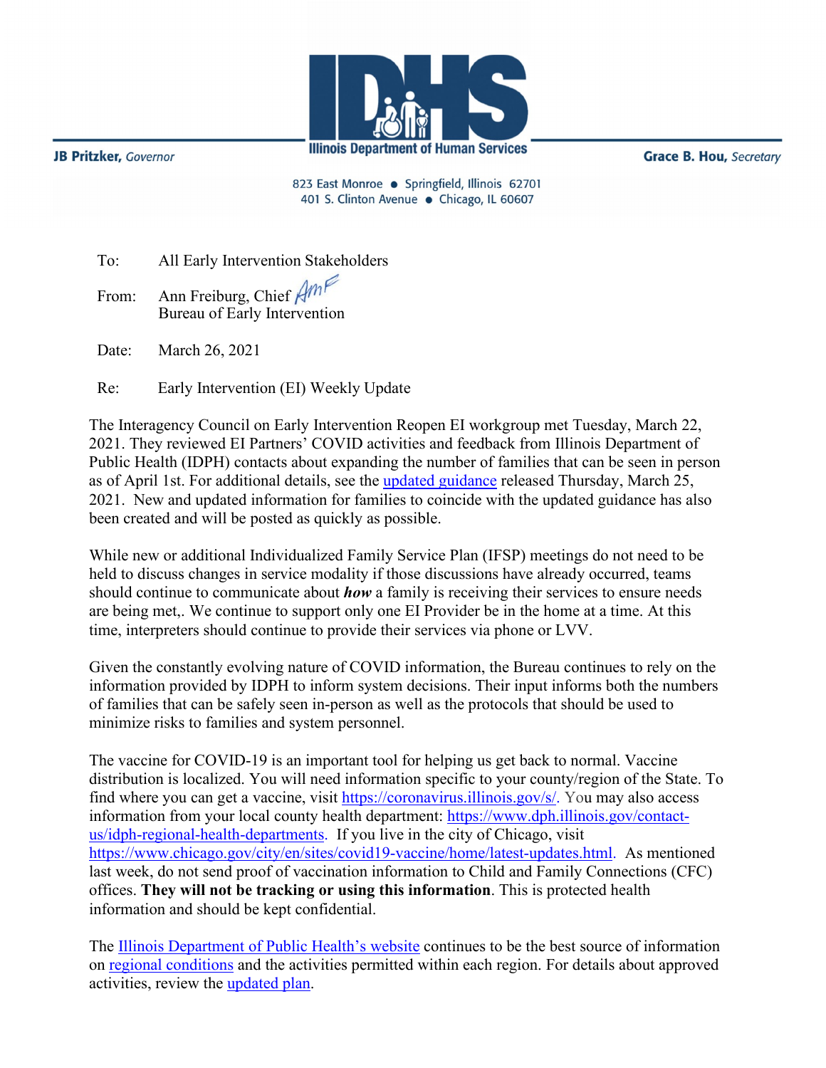JB Pritzker, *Governor*

**Illinois Department of Human Services**

Grace B. Hou, *Secretary*

823 East Monroe • Springfield, Illinois 62701
401 S. Clinton Avenue • Chicago, IL 60607

To: All Early Intervention Stakeholders

From: Ann Freiburg, Chief
Bureau of Early Intervention

Date: March 26, 2021

Re: Early Intervention (EI) Weekly Update

The Interagency Council on Early Intervention Reopen EI workgroup met Tuesday, March 22, 2021. They reviewed EI Partners' COVID activities and feedback from Illinois Department of Public Health (IDPH) contacts about expanding the number of families that can be seen in person as of April 1st. For additional details, see the updated guidance released Thursday, March 25, 2021. New and updated information for families to coincide with the updated guidance has also been created and will be posted as quickly as possible.

While new or additional Individualized Family Service Plan (IFSP) meetings do not need to be held to discuss changes in service modality if those discussions have already occurred, teams should continue to communicate about ***how*** a family is receiving their services to ensure needs are being met,. We continue to support only one EI Provider be in the home at a time. At this time, interpreters should continue to provide their services via phone or LVV.

Given the constantly evolving nature of COVID information, the Bureau continues to rely on the information provided by IDPH to inform system decisions. Their input informs both the numbers of families that can be safely seen in-person as well as the protocols that should be used to minimize risks to families and system personnel.

The vaccine for COVID-19 is an important tool for helping us get back to normal. Vaccine distribution is localized. You will need information specific to your county/region of the State. To find where you can get a vaccine, visit https://coronavirus.illinois.gov/s/. You may also access information from your local county health department: https://www.dph.illinois.gov/contact-us/idph-regional-health-departments. If you live in the city of Chicago, visit https://www.chicago.gov/city/en/sites/covid19-vaccine/home/latest-updates.html. As mentioned last week, do not send proof of vaccination information to Child and Family Connections (CFC) offices. **They will not be tracking or using this information**. This is protected health information and should be kept confidential.

The Illinois Department of Public Health's website continues to be the best source of information on regional conditions and the activities permitted within each region. For details about approved activities, review the updated plan.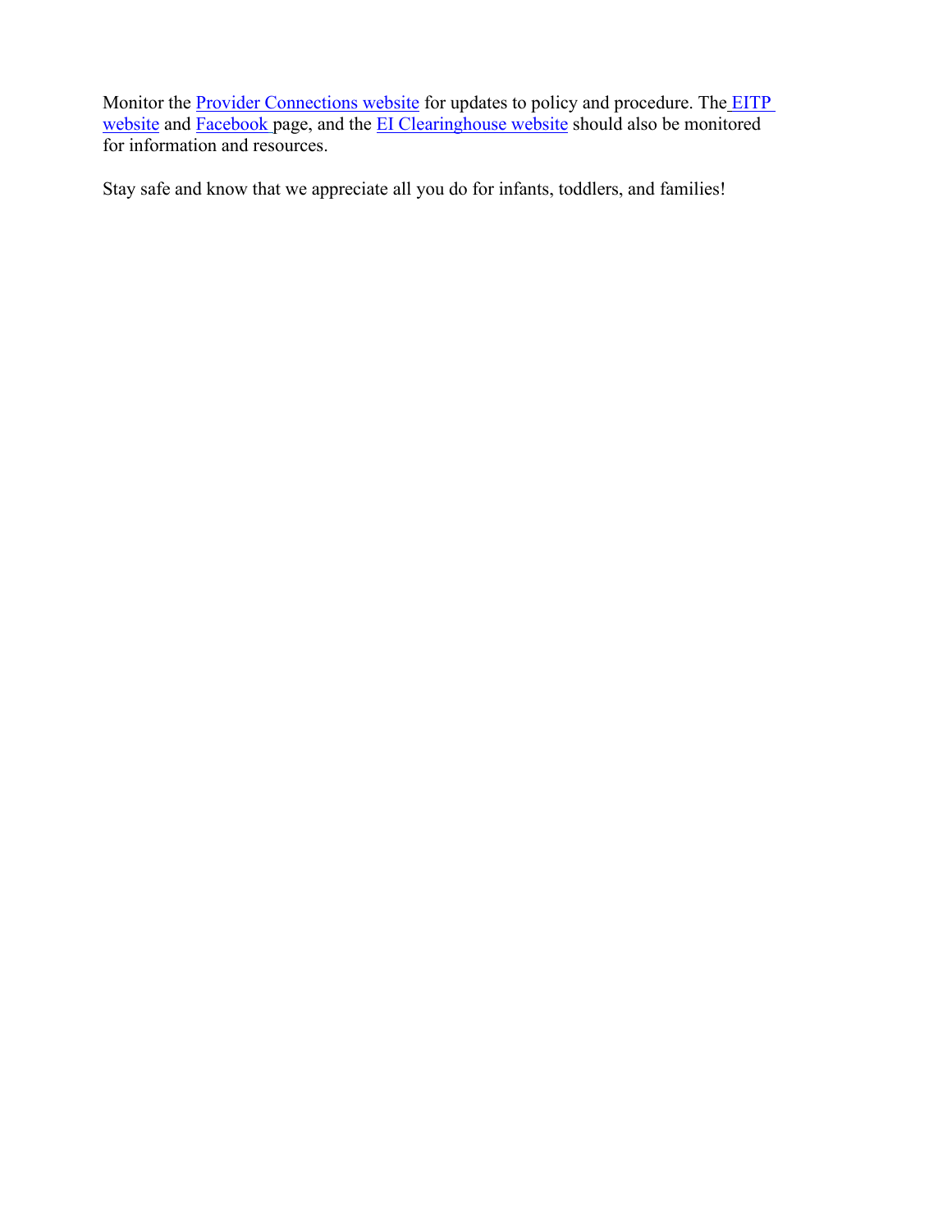Monitor the Provider Connections website for updates to policy and procedure. The EITP website and Facebook page, and the EI Clearinghouse website should also be monitored for information and resources.

Stay safe and know that we appreciate all you do for infants, toddlers, and families!